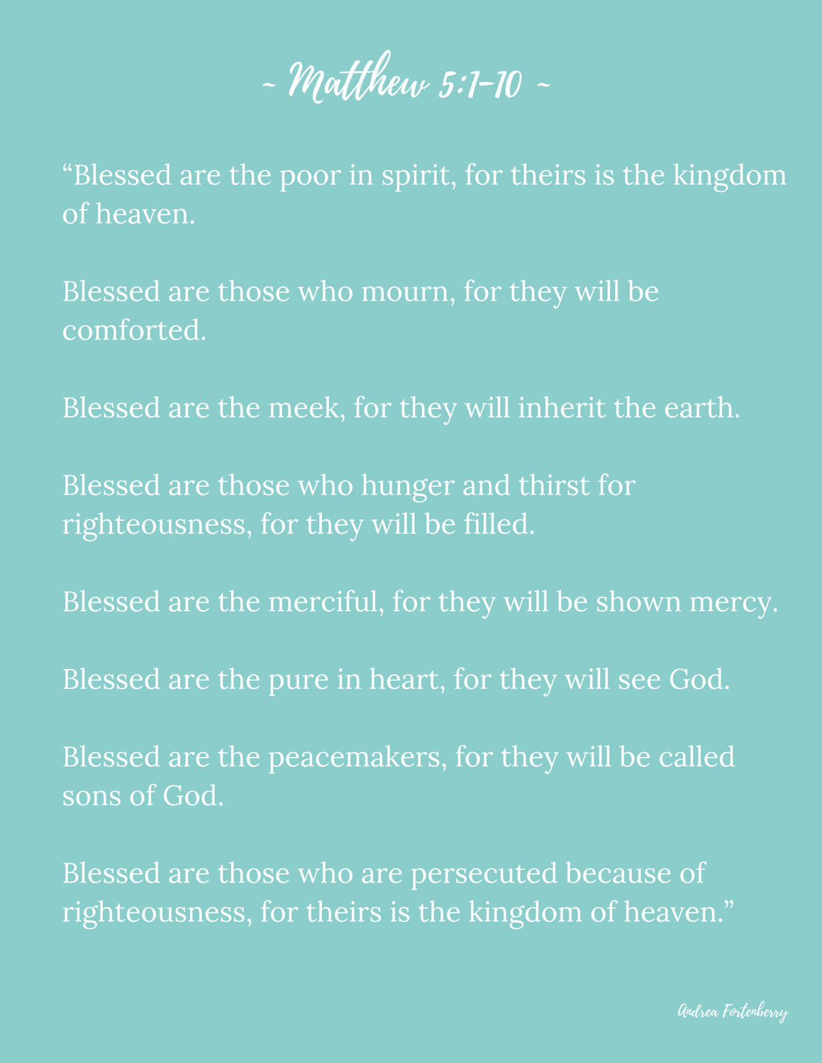# ~ Matthew 5:1-10 ~

"Blessed are the poor in spirit, for theirs is the kingdom of heaven.

Blessed are those who mourn, for they will be comforted.

Blessed are the meek, for they will inherit the earth.

Blessed are those who hunger and thirst for righteousness, for they will be filled.

Blessed are the merciful, for they will be shown mercy.

Blessed are the pure in heart, for they will see God.

Blessed are the peacemakers, for they will be called sons of God.

Blessed are those who are persecuted because of righteousness, for theirs is the kingdom of heaven."

*Andrea Fortenberry*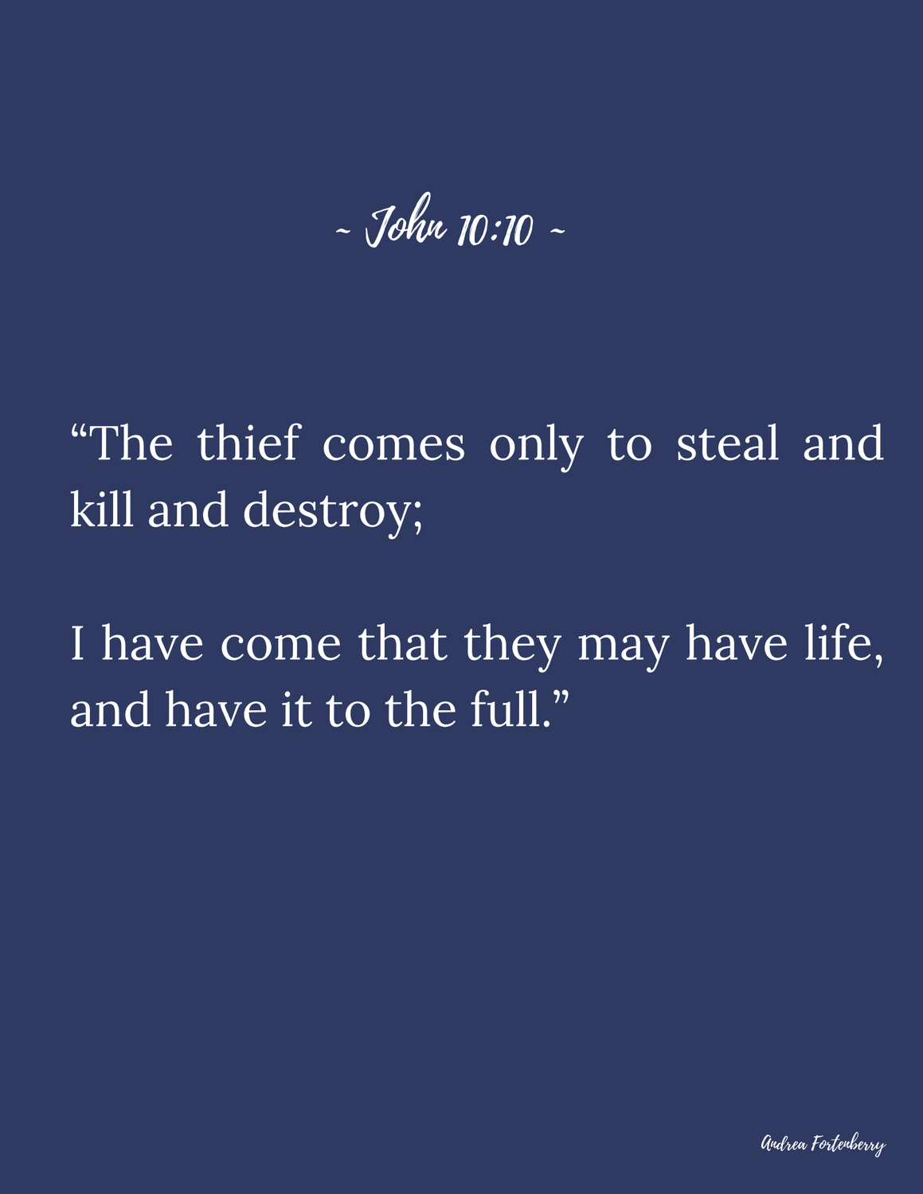~ John 10:10 ~

“The thief comes only to steal and kill and destroy;

I have come that they may have life, and have it to the full.”

Andrea Fortenberry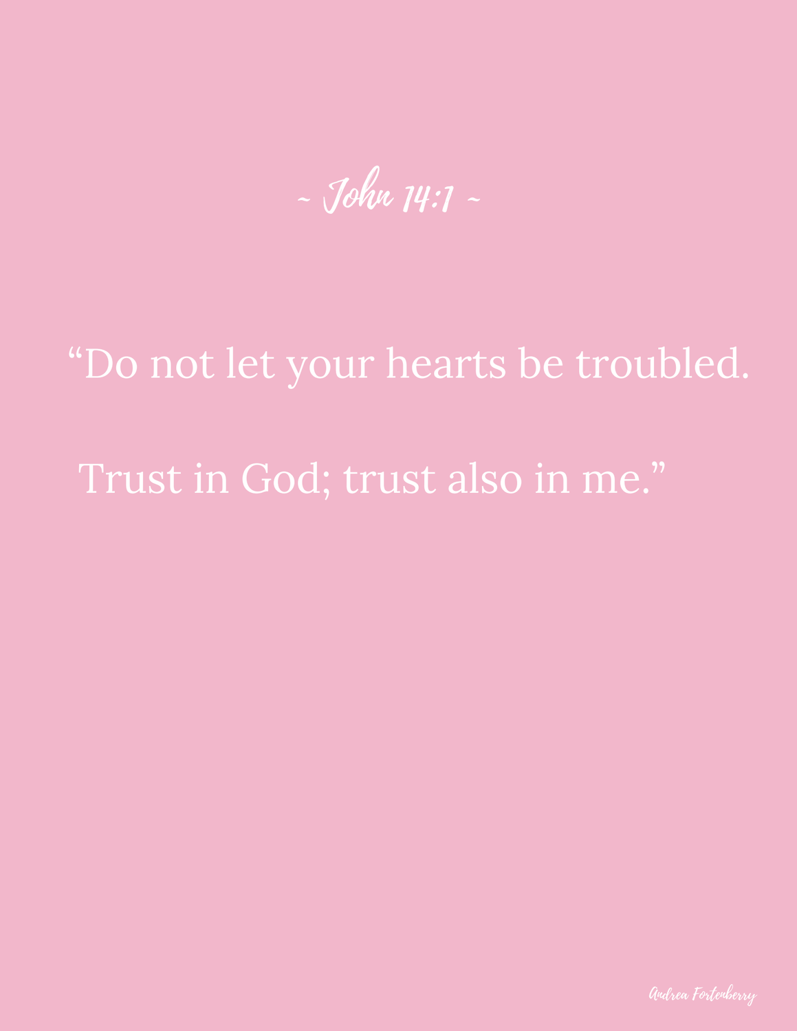*~ John 14:1 ~*

“Do not let your hearts be troubled.

Trust in God; trust also in me.”

*Andrea Fortenberry*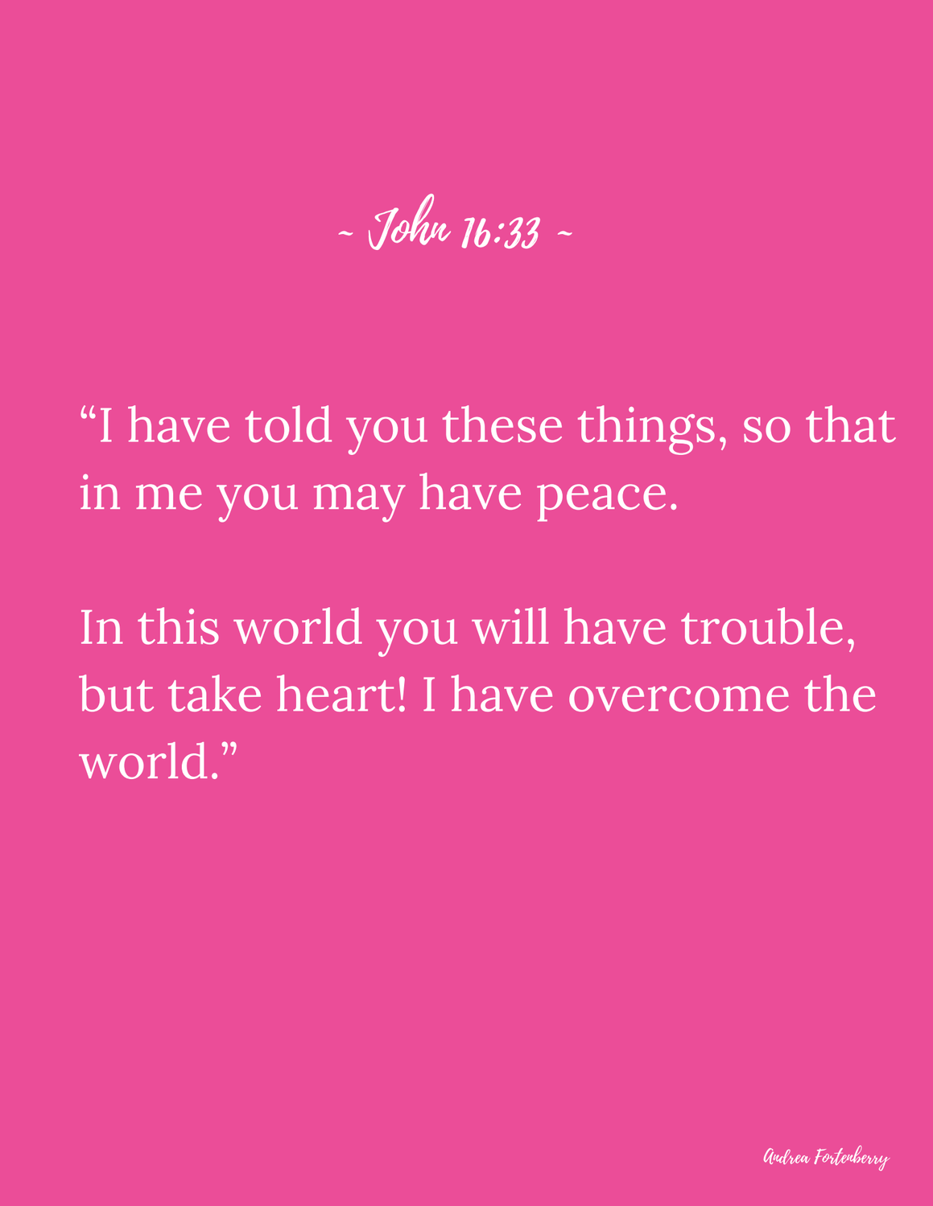~ John 16:33 ~

"I have told you these things, so that in me you may have peace.

In this world you will have trouble, but take heart! I have overcome the world."

Andrea Fortenberry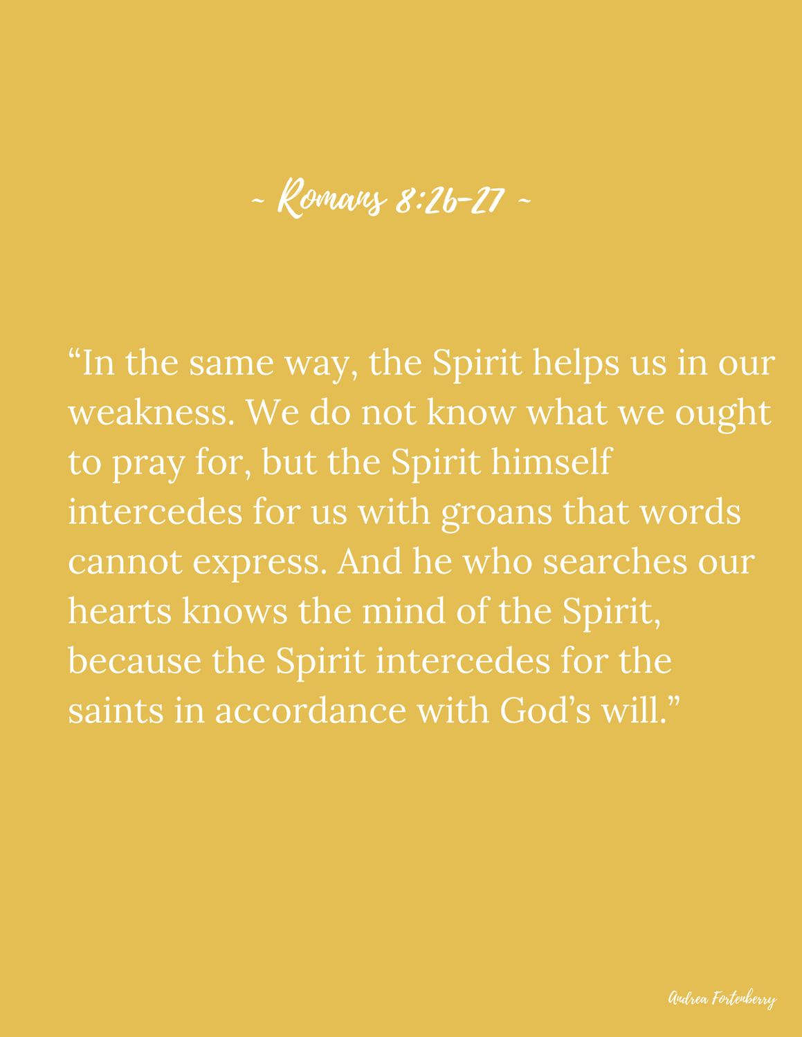## ~ Romans 8:26-27 ~

"In the same way, the Spirit helps us in our weakness. We do not know what we ought to pray for, but the Spirit himself intercedes for us with groans that words cannot express. And he who searches our hearts knows the mind of the Spirit, because the Spirit intercedes for the saints in accordance with God's will."

*Andrea Fortenberry*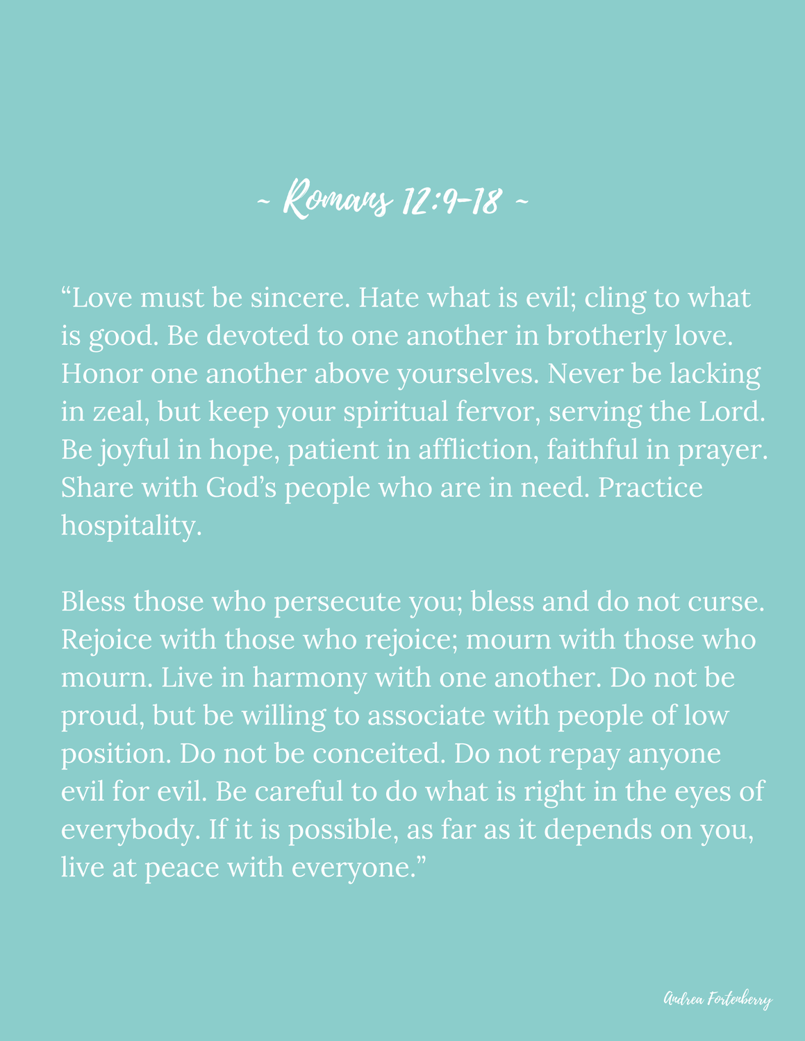## ~ Romans 12:9-18 ~

“Love must be sincere. Hate what is evil; cling to what is good. Be devoted to one another in brotherly love. Honor one another above yourselves. Never be lacking in zeal, but keep your spiritual fervor, serving the Lord. Be joyful in hope, patient in affliction, faithful in prayer. Share with God’s people who are in need. Practice hospitality.

Bless those who persecute you; bless and do not curse. Rejoice with those who rejoice; mourn with those who mourn. Live in harmony with one another. Do not be proud, but be willing to associate with people of low position. Do not be conceited. Do not repay anyone evil for evil. Be careful to do what is right in the eyes of everybody. If it is possible, as far as it depends on you, live at peace with everyone.”

Andrea Fortenberry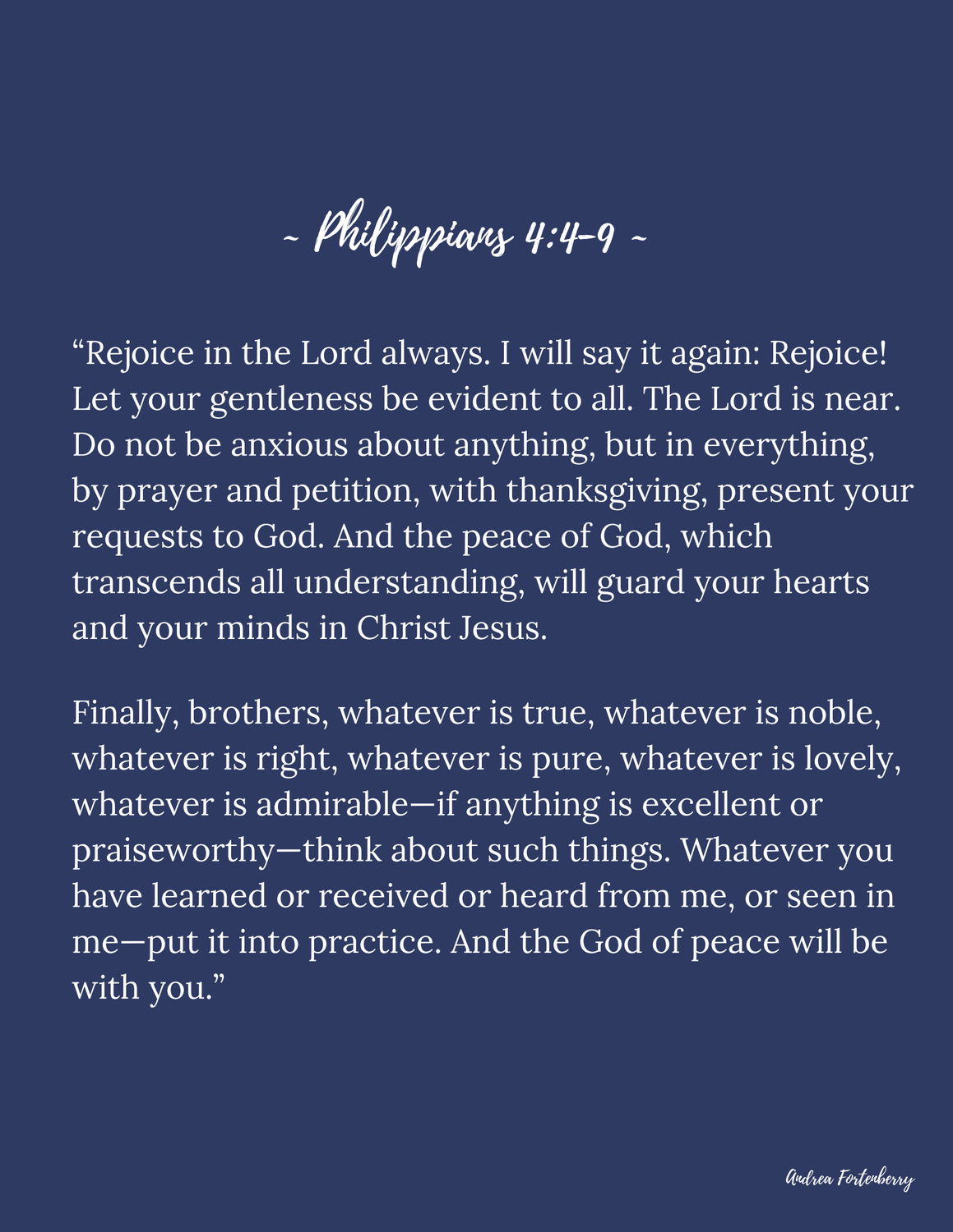## ~ Philippians 4:4-9 ~

"Rejoice in the Lord always. I will say it again: Rejoice! Let your gentleness be evident to all. The Lord is near. Do not be anxious about anything, but in everything, by prayer and petition, with thanksgiving, present your requests to God. And the peace of God, which transcends all understanding, will guard your hearts and your minds in Christ Jesus.

Finally, brothers, whatever is true, whatever is noble, whatever is right, whatever is pure, whatever is lovely, whatever is admirable—if anything is excellent or praiseworthy—think about such things. Whatever you have learned or received or heard from me, or seen in me—put it into practice. And the God of peace will be with you."

*Andrea Fortenberry*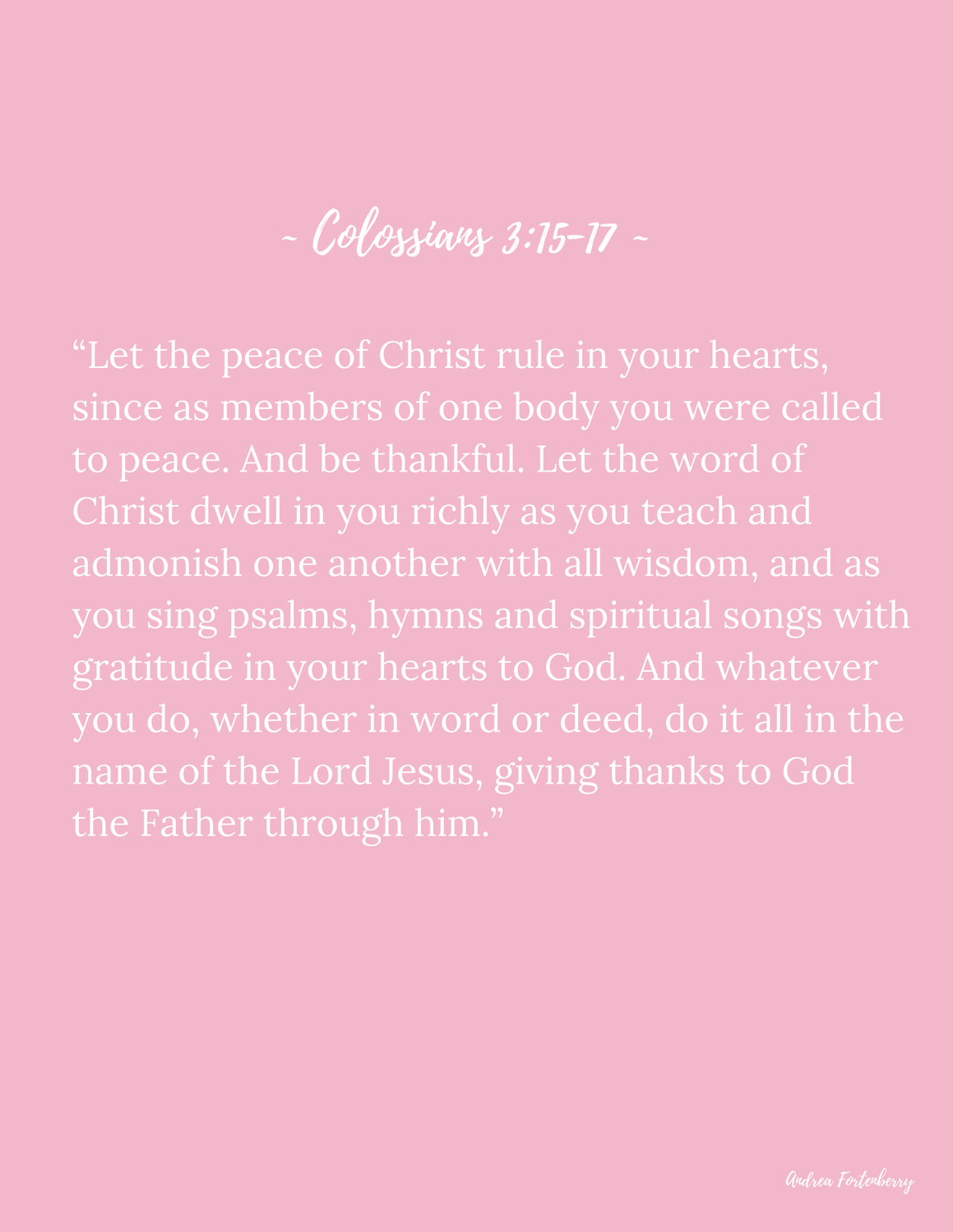## ~ Colossians 3:15-17 ~

"Let the peace of Christ rule in your hearts, since as members of one body you were called to peace. And be thankful. Let the word of Christ dwell in you richly as you teach and admonish one another with all wisdom, and as you sing psalms, hymns and spiritual songs with gratitude in your hearts to God. And whatever you do, whether in word or deed, do it all in the name of the Lord Jesus, giving thanks to God the Father through him."

Andrea Fortenberry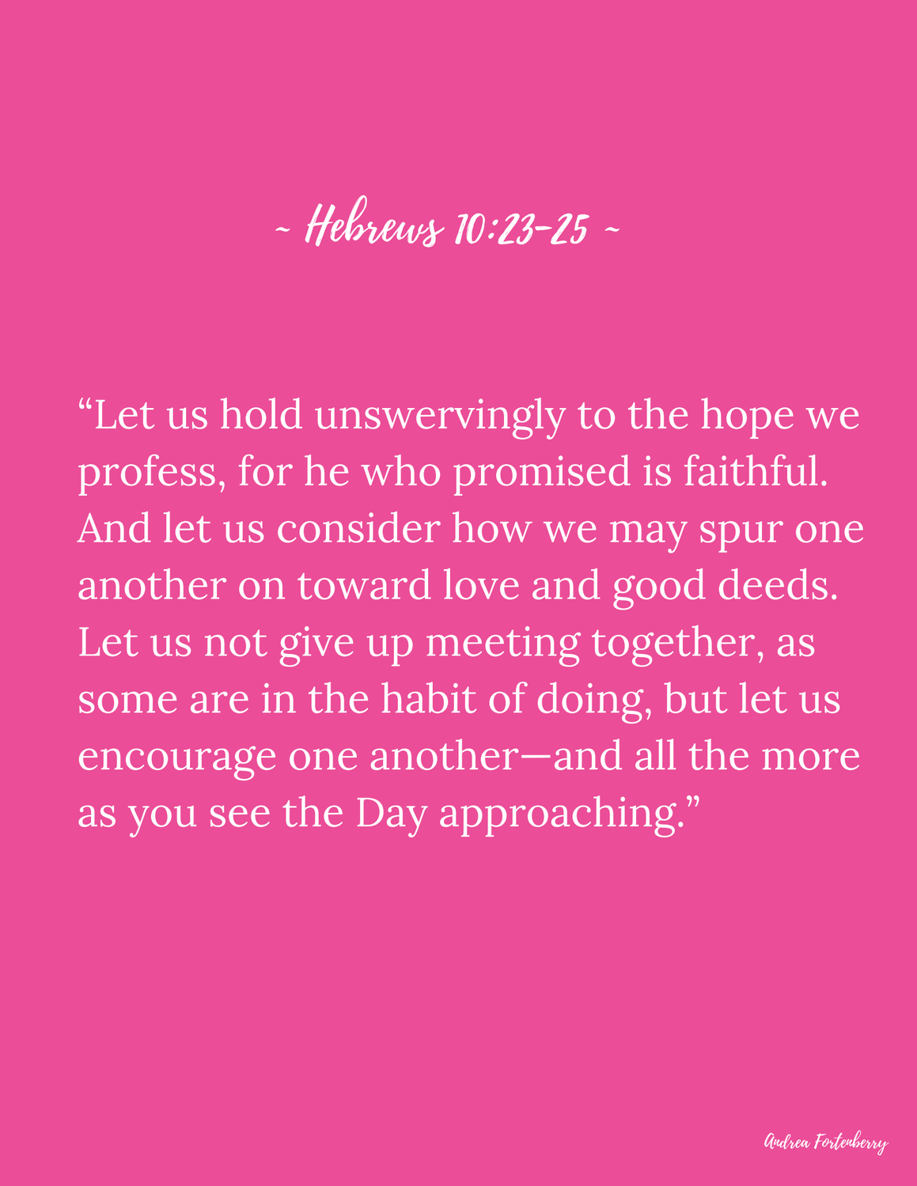## ~ Hebrews 10:23-25 ~

"Let us hold unswervingly to the hope we profess, for he who promised is faithful. And let us consider how we may spur one another on toward love and good deeds. Let us not give up meeting together, as some are in the habit of doing, but let us encourage one another—and all the more as you see the Day approaching."

*Andrea Fortenberry*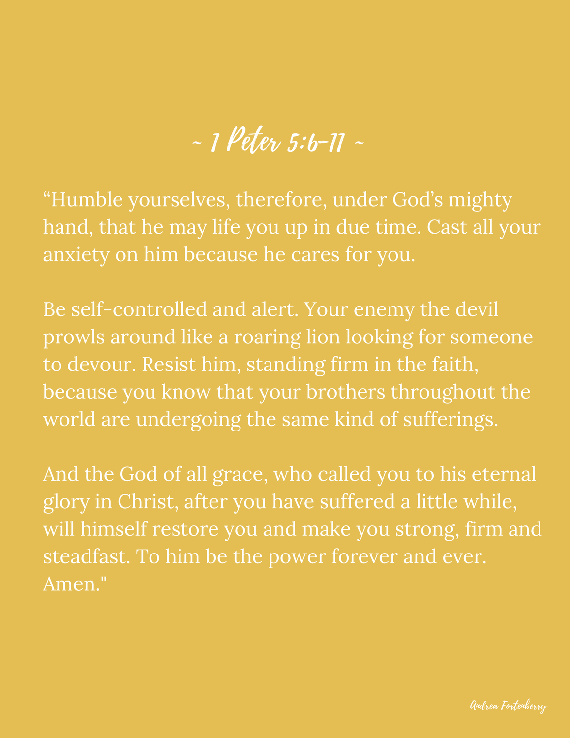## ~ 1 Peter 5:6-11 ~

“Humble yourselves, therefore, under God’s mighty hand, that he may life you up in due time. Cast all your anxiety on him because he cares for you.

Be self-controlled and alert. Your enemy the devil prowls around like a roaring lion looking for someone to devour. Resist him, standing firm in the faith, because you know that your brothers throughout the world are undergoing the same kind of sufferings.

And the God of all grace, who called you to his eternal glory in Christ, after you have suffered a little while, will himself restore you and make you strong, firm and steadfast. To him be the power forever and ever. Amen."

*Andrea Fortenberry*